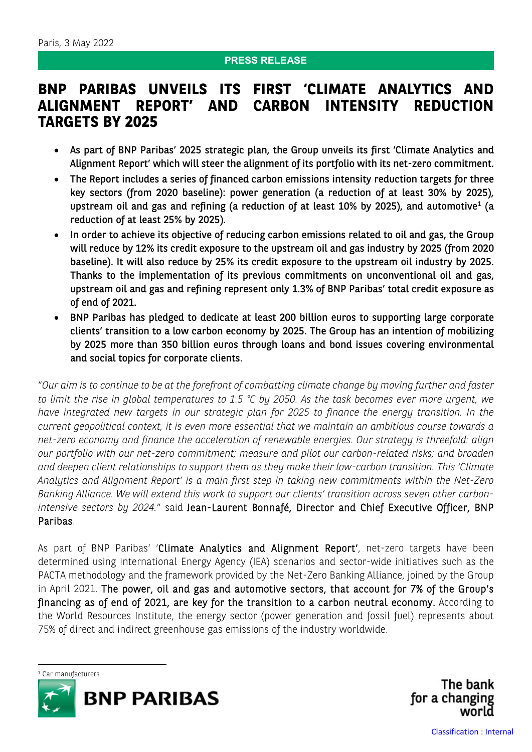Paris, 3 May 2022

**PRESS RELEASE**

# BNP PARIBAS UNVEILS ITS FIRST 'CLIMATE ANALYTICS AND ALIGNMENT REPORT' AND CARBON INTENSITY REDUCTION TARGETS BY 2025

- **As part of BNP Paribas' 2025 strategic plan, the Group unveils its first 'Climate Analytics and Alignment Report' which will steer the alignment of its portfolio with its net-zero commitment.**
- **The Report includes a series of financed carbon emissions intensity reduction targets for three key sectors (from 2020 baseline): power generation (a reduction of at least 30% by 2025), upstream oil and gas and refining (a reduction of at least 10% by 2025), and automotive[1] (a reduction of at least 25% by 2025).**
- **In order to achieve its objective of reducing carbon emissions related to oil and gas, the Group will reduce by 12% its credit exposure to the upstream oil and gas industry by 2025 (from 2020 baseline). It will also reduce by 25% its credit exposure to the upstream oil industry by 2025. Thanks to the implementation of its previous commitments on unconventional oil and gas, upstream oil and gas and refining represent only 1.3% of BNP Paribas' total credit exposure as of end of 2021.**
- **BNP Paribas has pledged to dedicate at least 200 billion euros to supporting large corporate clients' transition to a low carbon economy by 2025. The Group has an intention of mobilizing by 2025 more than 350 billion euros through loans and bond issues covering environmental and social topics for corporate clients.**

"*Our aim is to continue to be at the forefront of combatting climate change by moving further and faster to limit the rise in global temperatures to 1.5 °C by 2050. As the task becomes ever more urgent, we have integrated new targets in our strategic plan for 2025 to finance the energy transition. In the current geopolitical context, it is even more essential that we maintain an ambitious course towards a net-zero economy and finance the acceleration of renewable energies. Our strategy is threefold: align our portfolio with our net-zero commitment; measure and pilot our carbon-related risks; and broaden and deepen client relationships to support them as they make their low-carbon transition. This 'Climate Analytics and Alignment Report' is a main first step in taking new commitments within the Net-Zero Banking Alliance. We will extend this work to support our clients' transition across seven other carbon-intensive sectors by 2024.*" said **Jean-Laurent Bonnafé, Director and Chief Executive Officer, BNP Paribas**.

As part of BNP Paribas' '**Climate Analytics and Alignment Report'**, net-zero targets have been determined using International Energy Agency (IEA) scenarios and sector-wide initiatives such as the PACTA methodology and the framework provided by the Net-Zero Banking Alliance, joined by the Group in April 2021. **The power, oil and gas and automotive sectors, that account for 7% of the Group's financing as of end of 2021, are key for the transition to a carbon neutral economy.** According to the World Resources Institute, the energy sector (power generation and fossil fuel) represents about 75% of direct and indirect greenhouse gas emissions of the industry worldwide.

[1] Car manufacturers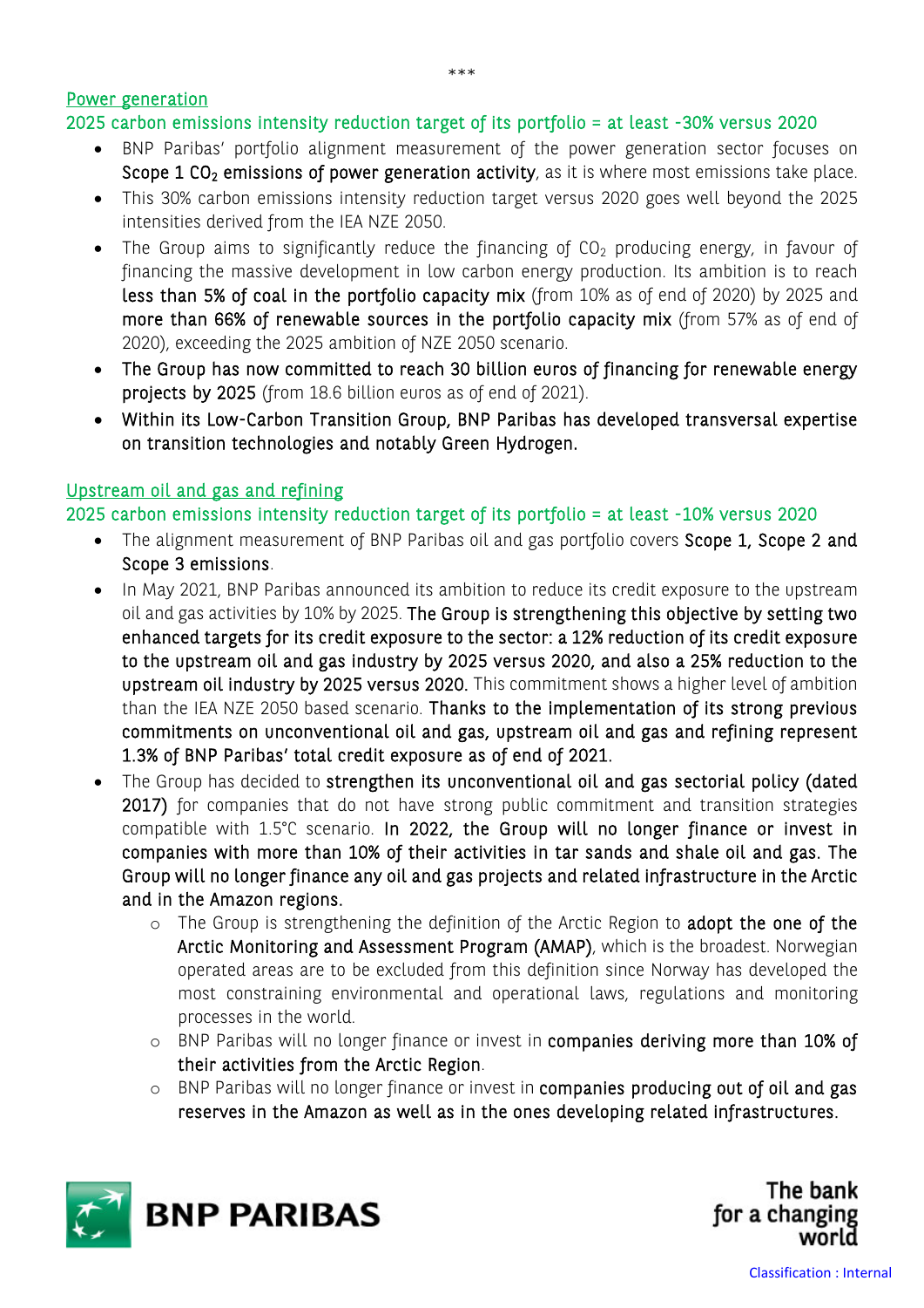***

## Power generation

### 2025 carbon emissions intensity reduction target of its portfolio = at least -30% versus 2020

- BNP Paribas' portfolio alignment measurement of the power generation sector focuses on **Scope 1 $CO_2$ emissions of power generation activity**, as it is where most emissions take place.
- This 30% carbon emissions intensity reduction target versus 2020 goes well beyond the 2025 intensities derived from the IEA NZE 2050.
- The Group aims to significantly reduce the financing of $CO_2$ producing energy, in favour of financing the massive development in low carbon energy production. Its ambition is to reach **less than 5% of coal in the portfolio capacity mix** (from 10% as of end of 2020) by 2025 and **more than 66% of renewable sources in the portfolio capacity mix** (from 57% as of end of 2020), exceeding the 2025 ambition of NZE 2050 scenario.
- **The Group has now committed to reach 30 billion euros of financing for renewable energy projects by 2025** (from 18.6 billion euros as of end of 2021).
- **Within its Low-Carbon Transition Group, BNP Paribas has developed transversal expertise on transition technologies and notably Green Hydrogen.**

## Upstream oil and gas and refining

### 2025 carbon emissions intensity reduction target of its portfolio = at least -10% versus 2020

- The alignment measurement of BNP Paribas oil and gas portfolio covers **Scope 1, Scope 2 and Scope 3 emissions**.
- In May 2021, BNP Paribas announced its ambition to reduce its credit exposure to the upstream oil and gas activities by 10% by 2025. **The Group is strengthening this objective by setting two enhanced targets for its credit exposure to the sector: a 12% reduction of its credit exposure to the upstream oil and gas industry by 2025 versus 2020, and also a 25% reduction to the upstream oil industry by 2025 versus 2020.** This commitment shows a higher level of ambition than the IEA NZE 2050 based scenario. **Thanks to the implementation of its strong previous commitments on unconventional oil and gas, upstream oil and gas and refining represent 1.3% of BNP Paribas' total credit exposure as of end of 2021.**
- The Group has decided to **strengthen its unconventional oil and gas sectorial policy (dated 2017)** for companies that do not have strong public commitment and transition strategies compatible with 1.5°C scenario. **In 2022, the Group will no longer finance or invest in companies with more than 10% of their activities in tar sands and shale oil and gas. The Group will no longer finance any oil and gas projects and related infrastructure in the Arctic and in the Amazon regions.**
  - The Group is strengthening the definition of the Arctic Region to **adopt the one of the Arctic Monitoring and Assessment Program (AMAP)**, which is the broadest. Norwegian operated areas are to be excluded from this definition since Norway has developed the most constraining environmental and operational laws, regulations and monitoring processes in the world.
  - BNP Paribas will no longer finance or invest in **companies deriving more than 10% of their activities from the Arctic Region**.
  - BNP Paribas will no longer finance or invest in **companies producing out of oil and gas reserves in the Amazon as well as in the ones developing related infrastructures**.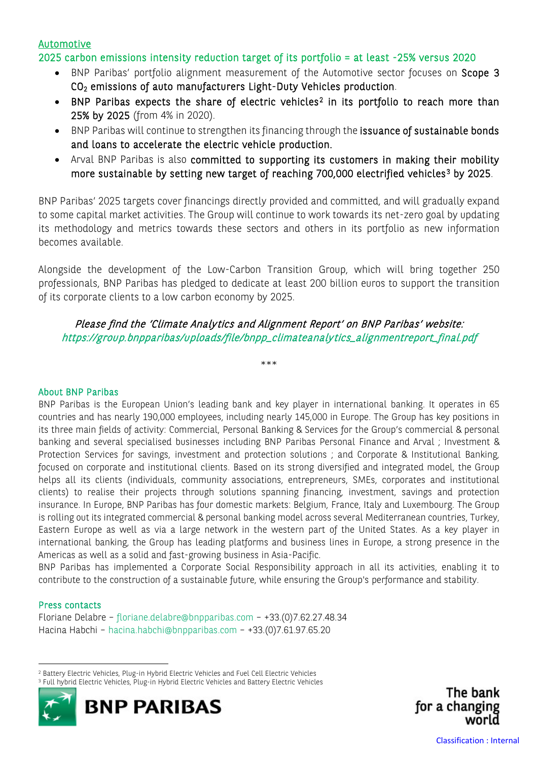Automotive

2025 carbon emissions intensity reduction target of its portfolio = at least -25% versus 2020

- BNP Paribas' portfolio alignment measurement of the Automotive sector focuses on **Scope 3 $CO_2$ emissions of auto manufacturers Light-Duty Vehicles production**.
- **BNP Paribas expects the share of electric vehicles[2] in its portfolio to reach more than 25% by 2025** (from 4% in 2020).
- BNP Paribas will continue to strengthen its financing through the **issuance of sustainable bonds and loans to accelerate the electric vehicle production.**
- Arval BNP Paribas is also **committed to supporting its customers in making their mobility more sustainable by setting new target of reaching 700,000 electrified vehicles[3] by 2025**.

BNP Paribas' 2025 targets cover financings directly provided and committed, and will gradually expand to some capital market activities. The Group will continue to work towards its net-zero goal by updating its methodology and metrics towards these sectors and others in its portfolio as new information becomes available.

Alongside the development of the Low-Carbon Transition Group, which will bring together 250 professionals, BNP Paribas has pledged to dedicate at least 200 billion euros to support the transition of its corporate clients to a low carbon economy by 2025.

*Please find the 'Climate Analytics and Alignment Report' on BNP Paribas' website:*
*https://group.bnpparibas/uploads/file/bnpp_climateanalytics_alignmentreport_final.pdf*

\*\*\*

### About BNP Paribas

BNP Paribas is the European Union's leading bank and key player in international banking. It operates in 65 countries and has nearly 190,000 employees, including nearly 145,000 in Europe. The Group has key positions in its three main fields of activity: Commercial, Personal Banking & Services for the Group's commercial & personal banking and several specialised businesses including BNP Paribas Personal Finance and Arval ; Investment & Protection Services for savings, investment and protection solutions ; and Corporate & Institutional Banking, focused on corporate and institutional clients. Based on its strong diversified and integrated model, the Group helps all its clients (individuals, community associations, entrepreneurs, SMEs, corporates and institutional clients) to realise their projects through solutions spanning financing, investment, savings and protection insurance. In Europe, BNP Paribas has four domestic markets: Belgium, France, Italy and Luxembourg. The Group is rolling out its integrated commercial & personal banking model across several Mediterranean countries, Turkey, Eastern Europe as well as via a large network in the western part of the United States. As a key player in international banking, the Group has leading platforms and business lines in Europe, a strong presence in the Americas as well as a solid and fast-growing business in Asia-Pacific.
BNP Paribas has implemented a Corporate Social Responsibility approach in all its activities, enabling it to contribute to the construction of a sustainable future, while ensuring the Group's performance and stability.

### Press contacts

Floriane Delabre – floriane.delabre@bnpparibas.com – +33.(0)7.62.27.48.34
Hacina Habchi – hacina.habchi@bnpparibas.com – +33.(0)7.61.97.65.20

---

[2] Battery Electric Vehicles, Plug-in Hybrid Electric Vehicles and Fuel Cell Electric Vehicles
[3] Full hybrid Electric Vehicles, Plug-in Hybrid Electric Vehicles and Battery Electric Vehicles